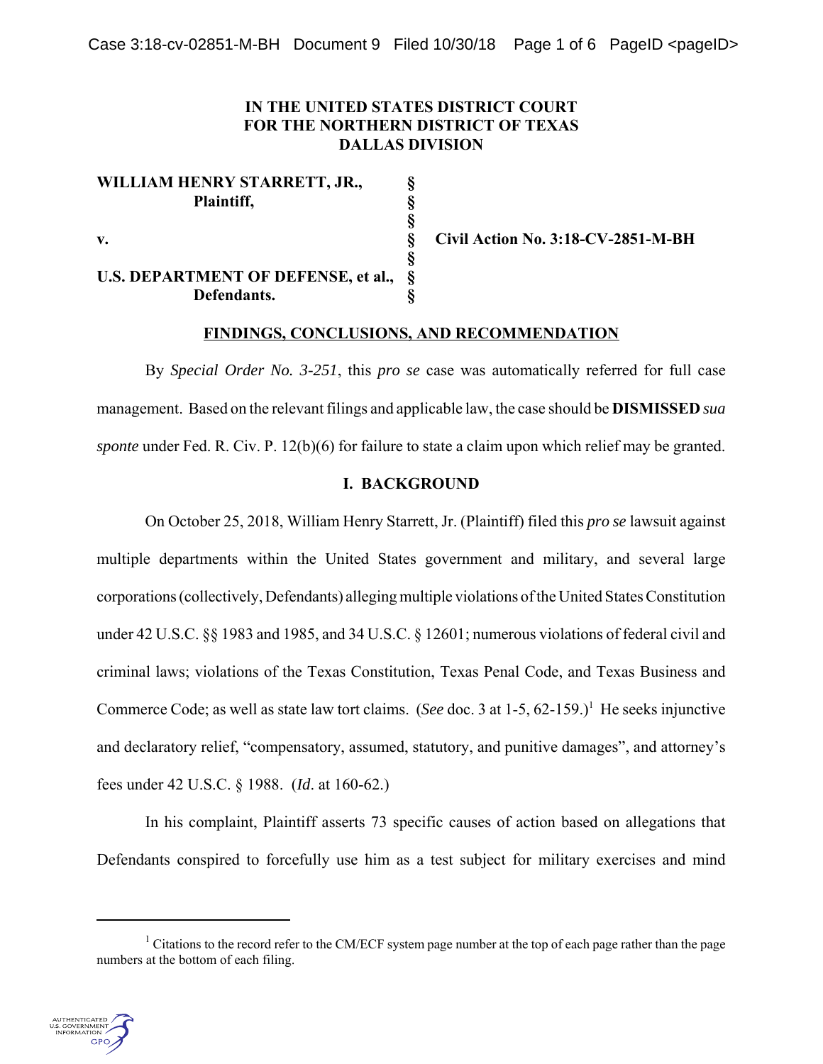**IN THE UNITED STATES DISTRICT COURT**
**FOR THE NORTHERN DISTRICT OF TEXAS**
**DALLAS DIVISION**

| | | |
|---|---|---|
| **WILLIAM HENRY STARRETT, JR.,** | § | |
| **Plaintiff,** | § | |
| | § | |
| **v.** | § | **Civil Action No. 3:18-CV-2851-M-BH** |
| | § | |
| **U.S. DEPARTMENT OF DEFENSE, et al.,** | § | |
| **Defendants.** | § | |

## FINDINGS, CONCLUSIONS, AND RECOMMENDATION

By *Special Order No. 3-251*, this *pro se* case was automatically referred for full case management. Based on the relevant filings and applicable law, the case should be **DISMISSED** *sua sponte* under Fed. R. Civ. P. 12(b)(6) for failure to state a claim upon which relief may be granted.

### I. BACKGROUND

On October 25, 2018, William Henry Starrett, Jr. (Plaintiff) filed this *pro se* lawsuit against multiple departments within the United States government and military, and several large corporations (collectively, Defendants) alleging multiple violations of the United States Constitution under 42 U.S.C. §§ 1983 and 1985, and 34 U.S.C. § 12601; numerous violations of federal civil and criminal laws; violations of the Texas Constitution, Texas Penal Code, and Texas Business and Commerce Code; as well as state law tort claims. (*See* doc. 3 at 1-5, 62-159.)[1] He seeks injunctive and declaratory relief, "compensatory, assumed, statutory, and punitive damages", and attorney's fees under 42 U.S.C. § 1988. (*Id*. at 160-62.)

In his complaint, Plaintiff asserts 73 specific causes of action based on allegations that Defendants conspired to forcefully use him as a test subject for military exercises and mind

[1] Citations to the record refer to the CM/ECF system page number at the top of each page rather than the page numbers at the bottom of each filing.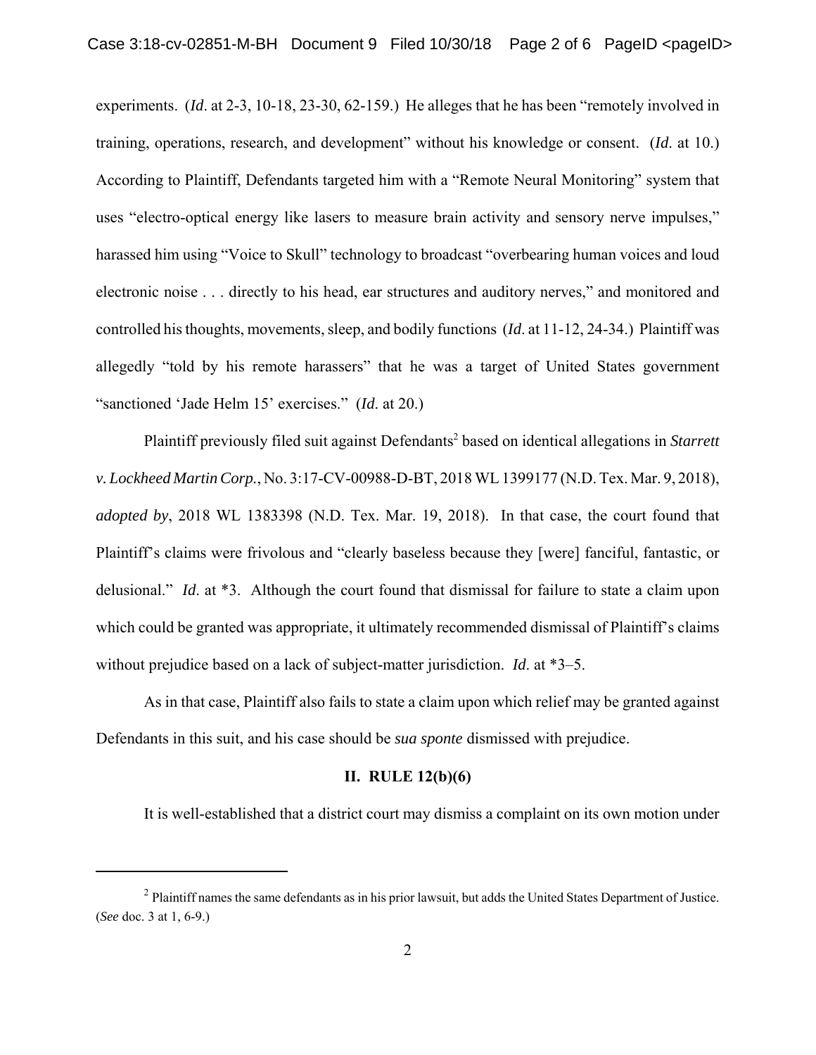experiments. (*Id*. at 2-3, 10-18, 23-30, 62-159.) He alleges that he has been "remotely involved in training, operations, research, and development" without his knowledge or consent. (*Id*. at 10.) According to Plaintiff, Defendants targeted him with a "Remote Neural Monitoring" system that uses "electro-optical energy like lasers to measure brain activity and sensory nerve impulses," harassed him using "Voice to Skull" technology to broadcast "overbearing human voices and loud electronic noise . . . directly to his head, ear structures and auditory nerves," and monitored and controlled his thoughts, movements, sleep, and bodily functions (*Id*. at 11-12, 24-34.) Plaintiff was allegedly "told by his remote harassers" that he was a target of United States government "sanctioned 'Jade Helm 15' exercises." (*Id*. at 20.)

Plaintiff previously filed suit against Defendants[2] based on identical allegations in *Starrett v. Lockheed Martin Corp.*, No. 3:17-CV-00988-D-BT, 2018 WL 1399177 (N.D. Tex. Mar. 9, 2018), *adopted by*, 2018 WL 1383398 (N.D. Tex. Mar. 19, 2018). In that case, the court found that Plaintiff's claims were frivolous and "clearly baseless because they [were] fanciful, fantastic, or delusional." *Id*. at *3. Although the court found that dismissal for failure to state a claim upon which could be granted was appropriate, it ultimately recommended dismissal of Plaintiff's claims without prejudice based on a lack of subject-matter jurisdiction. *Id*. at *3–5.

As in that case, Plaintiff also fails to state a claim upon which relief may be granted against Defendants in this suit, and his case should be *sua sponte* dismissed with prejudice.

## II. RULE 12(b)(6)

It is well-established that a district court may dismiss a complaint on its own motion under

---

[2] Plaintiff names the same defendants as in his prior lawsuit, but adds the United States Department of Justice. (*See* doc. 3 at 1, 6-9.)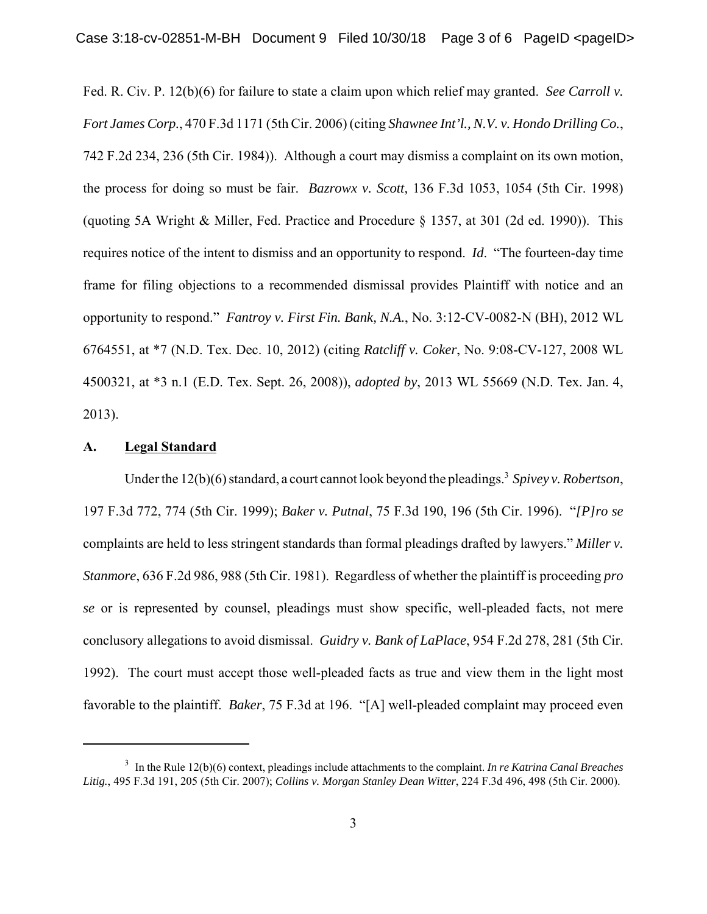Fed. R. Civ. P. 12(b)(6) for failure to state a claim upon which relief may granted. *See Carroll v. Fort James Corp.*, 470 F.3d 1171 (5th Cir. 2006) (citing *Shawnee Int'l., N.V. v. Hondo Drilling Co.*, 742 F.2d 234, 236 (5th Cir. 1984)). Although a court may dismiss a complaint on its own motion, the process for doing so must be fair. *Bazrowx v. Scott,* 136 F.3d 1053, 1054 (5th Cir. 1998) (quoting 5A Wright & Miller, Fed. Practice and Procedure § 1357, at 301 (2d ed. 1990)). This requires notice of the intent to dismiss and an opportunity to respond. *Id*. "The fourteen-day time frame for filing objections to a recommended dismissal provides Plaintiff with notice and an opportunity to respond." *Fantroy v. First Fin. Bank, N.A.*, No. 3:12-CV-0082-N (BH), 2012 WL 6764551, at *7 (N.D. Tex. Dec. 10, 2012) (citing *Ratcliff v. Coker*, No. 9:08-CV-127, 2008 WL 4500321, at *3 n.1 (E.D. Tex. Sept. 26, 2008)), *adopted by*, 2013 WL 55669 (N.D. Tex. Jan. 4, 2013).

## A. <u>Legal Standard</u>

Under the 12(b)(6) standard, a court cannot look beyond the pleadings.[3] *Spivey v. Robertson*, 197 F.3d 772, 774 (5th Cir. 1999); *Baker v. Putnal*, 75 F.3d 190, 196 (5th Cir. 1996). "*[P]ro se* complaints are held to less stringent standards than formal pleadings drafted by lawyers." *Miller v. Stanmore*, 636 F.2d 986, 988 (5th Cir. 1981). Regardless of whether the plaintiff is proceeding *pro se* or is represented by counsel, pleadings must show specific, well-pleaded facts, not mere conclusory allegations to avoid dismissal. *Guidry v. Bank of LaPlace*, 954 F.2d 278, 281 (5th Cir. 1992). The court must accept those well-pleaded facts as true and view them in the light most favorable to the plaintiff. *Baker*, 75 F.3d at 196. "[A] well-pleaded complaint may proceed even

---

[3] In the Rule 12(b)(6) context, pleadings include attachments to the complaint. *In re Katrina Canal Breaches Litig.*, 495 F.3d 191, 205 (5th Cir. 2007); *Collins v. Morgan Stanley Dean Witter*, 224 F.3d 496, 498 (5th Cir. 2000).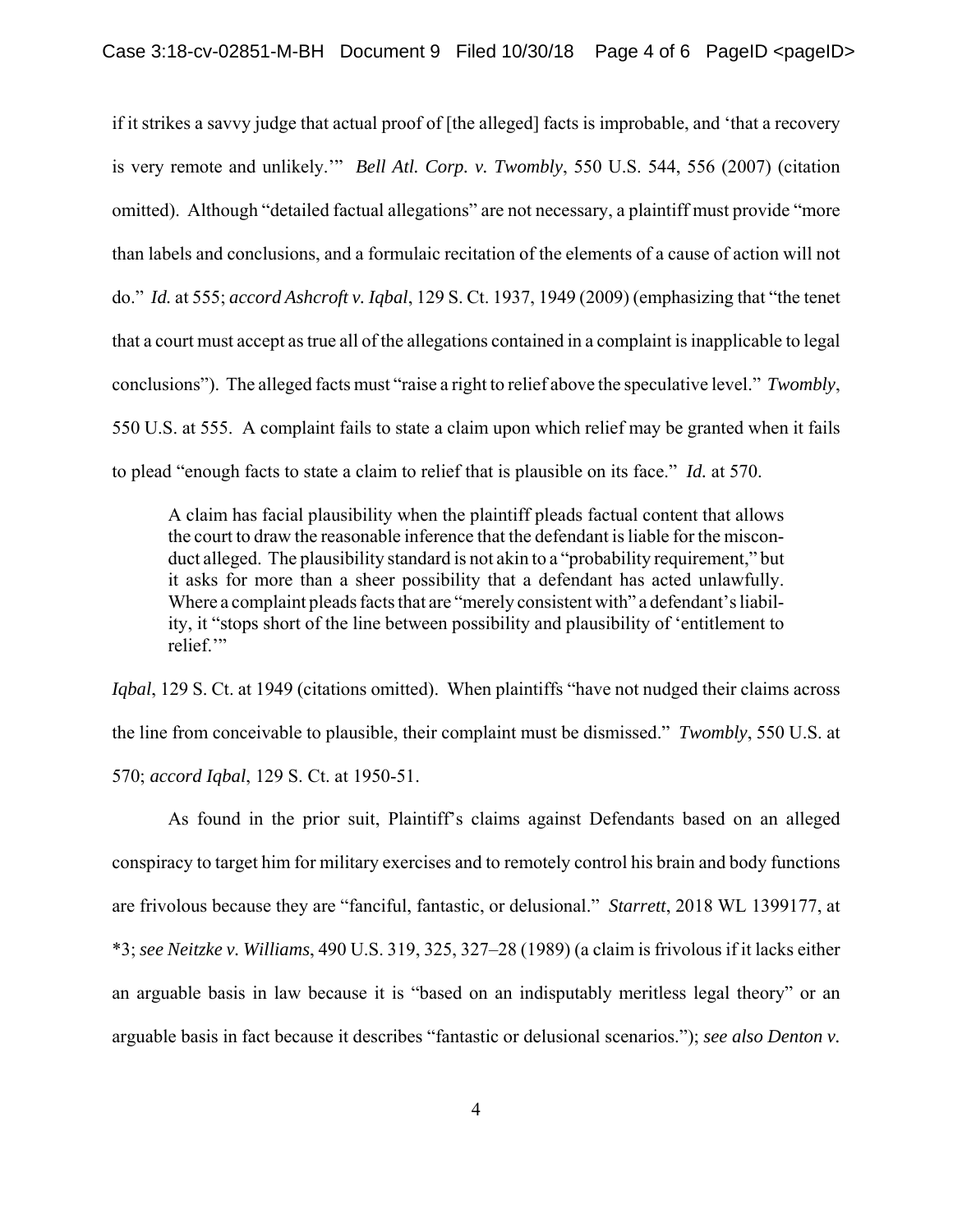if it strikes a savvy judge that actual proof of [the alleged] facts is improbable, and 'that a recovery is very remote and unlikely.'" *Bell Atl. Corp. v. Twombly*, 550 U.S. 544, 556 (2007) (citation omitted). Although "detailed factual allegations" are not necessary, a plaintiff must provide "more than labels and conclusions, and a formulaic recitation of the elements of a cause of action will not do." *Id.* at 555; *accord Ashcroft v. Iqbal*, 129 S. Ct. 1937, 1949 (2009) (emphasizing that "the tenet that a court must accept as true all of the allegations contained in a complaint is inapplicable to legal conclusions"). The alleged facts must "raise a right to relief above the speculative level." *Twombly*, 550 U.S. at 555. A complaint fails to state a claim upon which relief may be granted when it fails to plead "enough facts to state a claim to relief that is plausible on its face." *Id.* at 570.

> A claim has facial plausibility when the plaintiff pleads factual content that allows the court to draw the reasonable inference that the defendant is liable for the misconduct alleged. The plausibility standard is not akin to a "probability requirement," but it asks for more than a sheer possibility that a defendant has acted unlawfully. Where a complaint pleads facts that are "merely consistent with" a defendant's liability, it "stops short of the line between possibility and plausibility of 'entitlement to relief.'"

*Iqbal*, 129 S. Ct. at 1949 (citations omitted). When plaintiffs "have not nudged their claims across the line from conceivable to plausible, their complaint must be dismissed." *Twombly*, 550 U.S. at 570; *accord Iqbal*, 129 S. Ct. at 1950-51.

As found in the prior suit, Plaintiff's claims against Defendants based on an alleged conspiracy to target him for military exercises and to remotely control his brain and body functions are frivolous because they are "fanciful, fantastic, or delusional." *Starrett*, 2018 WL 1399177, at *3; *see Neitzke v. Williams*, 490 U.S. 319, 325, 327–28 (1989) (a claim is frivolous if it lacks either an arguable basis in law because it is "based on an indisputably meritless legal theory" or an arguable basis in fact because it describes "fantastic or delusional scenarios."); *see also Denton v.*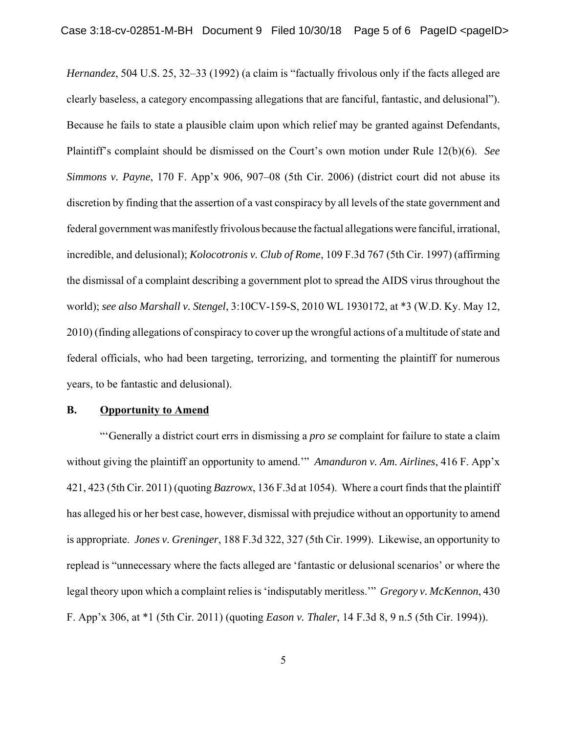*Hernandez*, 504 U.S. 25, 32–33 (1992) (a claim is "factually frivolous only if the facts alleged are clearly baseless, a category encompassing allegations that are fanciful, fantastic, and delusional"). Because he fails to state a plausible claim upon which relief may be granted against Defendants, Plaintiff's complaint should be dismissed on the Court's own motion under Rule 12(b)(6). *See Simmons v. Payne*, 170 F. App'x 906, 907–08 (5th Cir. 2006) (district court did not abuse its discretion by finding that the assertion of a vast conspiracy by all levels of the state government and federal government was manifestly frivolous because the factual allegations were fanciful, irrational, incredible, and delusional); *Kolocotronis v. Club of Rome*, 109 F.3d 767 (5th Cir. 1997) (affirming the dismissal of a complaint describing a government plot to spread the AIDS virus throughout the world); *see also Marshall v. Stengel*, 3:10CV-159-S, 2010 WL 1930172, at *3 (W.D. Ky. May 12, 2010) (finding allegations of conspiracy to cover up the wrongful actions of a multitude of state and federal officials, who had been targeting, terrorizing, and tormenting the plaintiff for numerous years, to be fantastic and delusional).

**B. Opportunity to Amend**

"'Generally a district court errs in dismissing a *pro se* complaint for failure to state a claim without giving the plaintiff an opportunity to amend.'" *Amanduron v. Am. Airlines*, 416 F. App'x 421, 423 (5th Cir. 2011) (quoting *Bazrowx*, 136 F.3d at 1054). Where a court finds that the plaintiff has alleged his or her best case, however, dismissal with prejudice without an opportunity to amend is appropriate. *Jones v. Greninger*, 188 F.3d 322, 327 (5th Cir. 1999). Likewise, an opportunity to replead is "unnecessary where the facts alleged are 'fantastic or delusional scenarios' or where the legal theory upon which a complaint relies is 'indisputably meritless.'" *Gregory v. McKennon*, 430 F. App'x 306, at *1 (5th Cir. 2011) (quoting *Eason v. Thaler*, 14 F.3d 8, 9 n.5 (5th Cir. 1994)).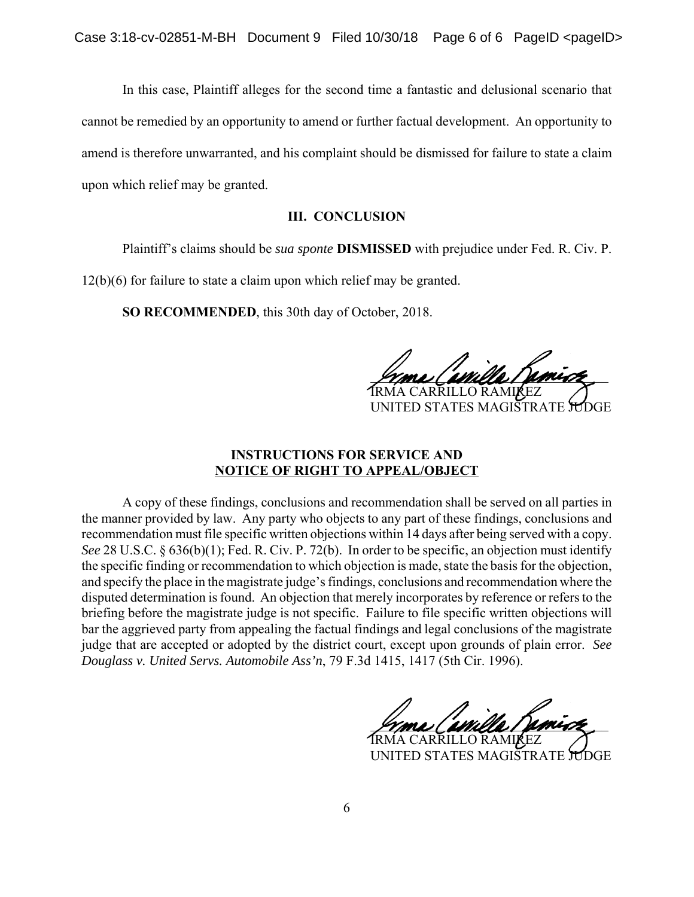In this case, Plaintiff alleges for the second time a fantastic and delusional scenario that cannot be remedied by an opportunity to amend or further factual development. An opportunity to amend is therefore unwarranted, and his complaint should be dismissed for failure to state a claim upon which relief may be granted.

## III. CONCLUSION

Plaintiff's claims should be *sua sponte* **DISMISSED** with prejudice under Fed. R. Civ. P. 12(b)(6) for failure to state a claim upon which relief may be granted.

**SO RECOMMENDED**, this 30th day of October, 2018.

IRMA CARRILLO RAMIREZ
UNITED STATES MAGISTRATE JUDGE

### INSTRUCTIONS FOR SERVICE AND NOTICE OF RIGHT TO APPEAL/OBJECT

A copy of these findings, conclusions and recommendation shall be served on all parties in the manner provided by law. Any party who objects to any part of these findings, conclusions and recommendation must file specific written objections within 14 days after being served with a copy. *See* 28 U.S.C. § 636(b)(1); Fed. R. Civ. P. 72(b). In order to be specific, an objection must identify the specific finding or recommendation to which objection is made, state the basis for the objection, and specify the place in the magistrate judge's findings, conclusions and recommendation where the disputed determination is found. An objection that merely incorporates by reference or refers to the briefing before the magistrate judge is not specific. Failure to file specific written objections will bar the aggrieved party from appealing the factual findings and legal conclusions of the magistrate judge that are accepted or adopted by the district court, except upon grounds of plain error. *See Douglass v. United Servs. Automobile Ass'n*, 79 F.3d 1415, 1417 (5th Cir. 1996).

IRMA CARRILLO RAMIREZ
UNITED STATES MAGISTRATE JUDGE